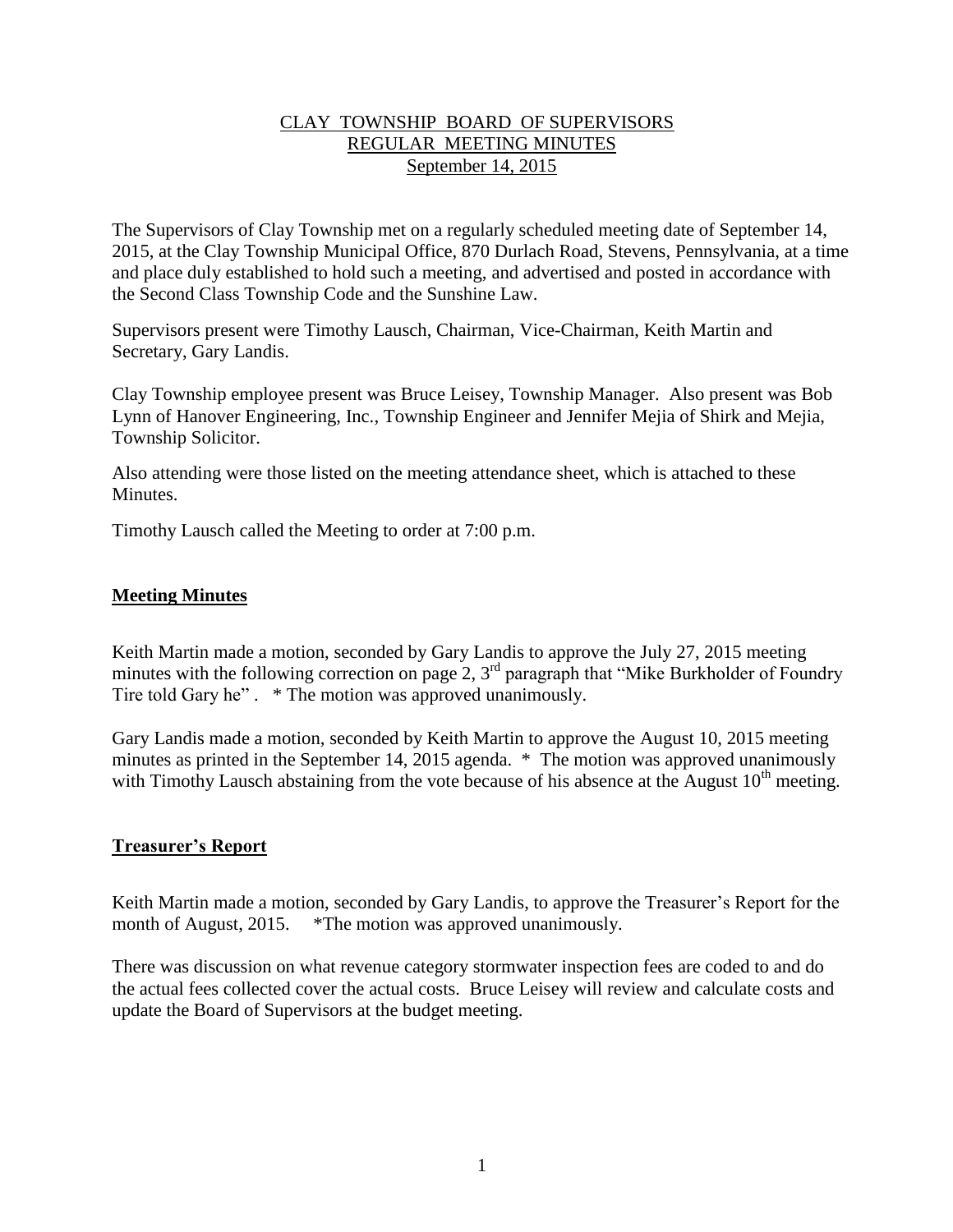# CLAY TOWNSHIP BOARD OF SUPERVISORS
## REGULAR MEETING MINUTES
### September 14, 2015

The Supervisors of Clay Township met on a regularly scheduled meeting date of September 14, 2015, at the Clay Township Municipal Office, 870 Durlach Road, Stevens, Pennsylvania, at a time and place duly established to hold such a meeting, and advertised and posted in accordance with the Second Class Township Code and the Sunshine Law.

Supervisors present were Timothy Lausch, Chairman, Vice-Chairman, Keith Martin and Secretary, Gary Landis.

Clay Township employee present was Bruce Leisey, Township Manager. Also present was Bob Lynn of Hanover Engineering, Inc., Township Engineer and Jennifer Mejia of Shirk and Mejia, Township Solicitor.

Also attending were those listed on the meeting attendance sheet, which is attached to these Minutes.

Timothy Lausch called the Meeting to order at 7:00 p.m.

## Meeting Minutes

Keith Martin made a motion, seconded by Gary Landis to approve the July 27, 2015 meeting minutes with the following correction on page 2, 3rd paragraph that "Mike Burkholder of Foundry Tire told Gary he" . * The motion was approved unanimously.

Gary Landis made a motion, seconded by Keith Martin to approve the August 10, 2015 meeting minutes as printed in the September 14, 2015 agenda. * The motion was approved unanimously with Timothy Lausch abstaining from the vote because of his absence at the August 10th meeting.

## Treasurer's Report

Keith Martin made a motion, seconded by Gary Landis, to approve the Treasurer's Report for the month of August, 2015. *The motion was approved unanimously.

There was discussion on what revenue category stormwater inspection fees are coded to and do the actual fees collected cover the actual costs. Bruce Leisey will review and calculate costs and update the Board of Supervisors at the budget meeting.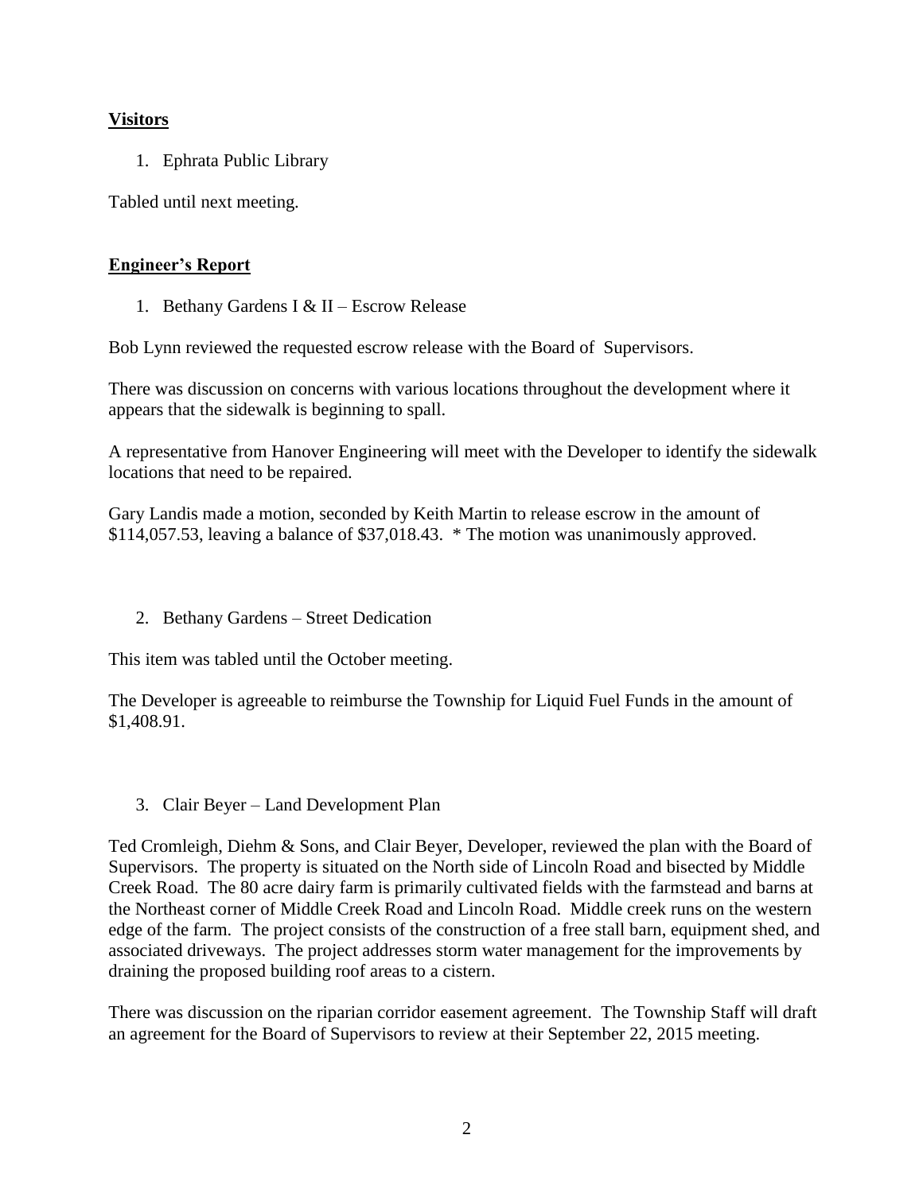**Visitors**

1. Ephrata Public Library

Tabled until next meeting.

**Engineer's Report**

1. Bethany Gardens I & II – Escrow Release

Bob Lynn reviewed the requested escrow release with the Board of Supervisors.

There was discussion on concerns with various locations throughout the development where it appears that the sidewalk is beginning to spall.

A representative from Hanover Engineering will meet with the Developer to identify the sidewalk locations that need to be repaired.

Gary Landis made a motion, seconded by Keith Martin to release escrow in the amount of $114,057.53, leaving a balance of $37,018.43. * The motion was unanimously approved.

2. Bethany Gardens – Street Dedication

This item was tabled until the October meeting.

The Developer is agreeable to reimburse the Township for Liquid Fuel Funds in the amount of $1,408.91.

3. Clair Beyer – Land Development Plan

Ted Cromleigh, Diehm & Sons, and Clair Beyer, Developer, reviewed the plan with the Board of Supervisors. The property is situated on the North side of Lincoln Road and bisected by Middle Creek Road. The 80 acre dairy farm is primarily cultivated fields with the farmstead and barns at the Northeast corner of Middle Creek Road and Lincoln Road. Middle creek runs on the western edge of the farm. The project consists of the construction of a free stall barn, equipment shed, and associated driveways. The project addresses storm water management for the improvements by draining the proposed building roof areas to a cistern.

There was discussion on the riparian corridor easement agreement. The Township Staff will draft an agreement for the Board of Supervisors to review at their September 22, 2015 meeting.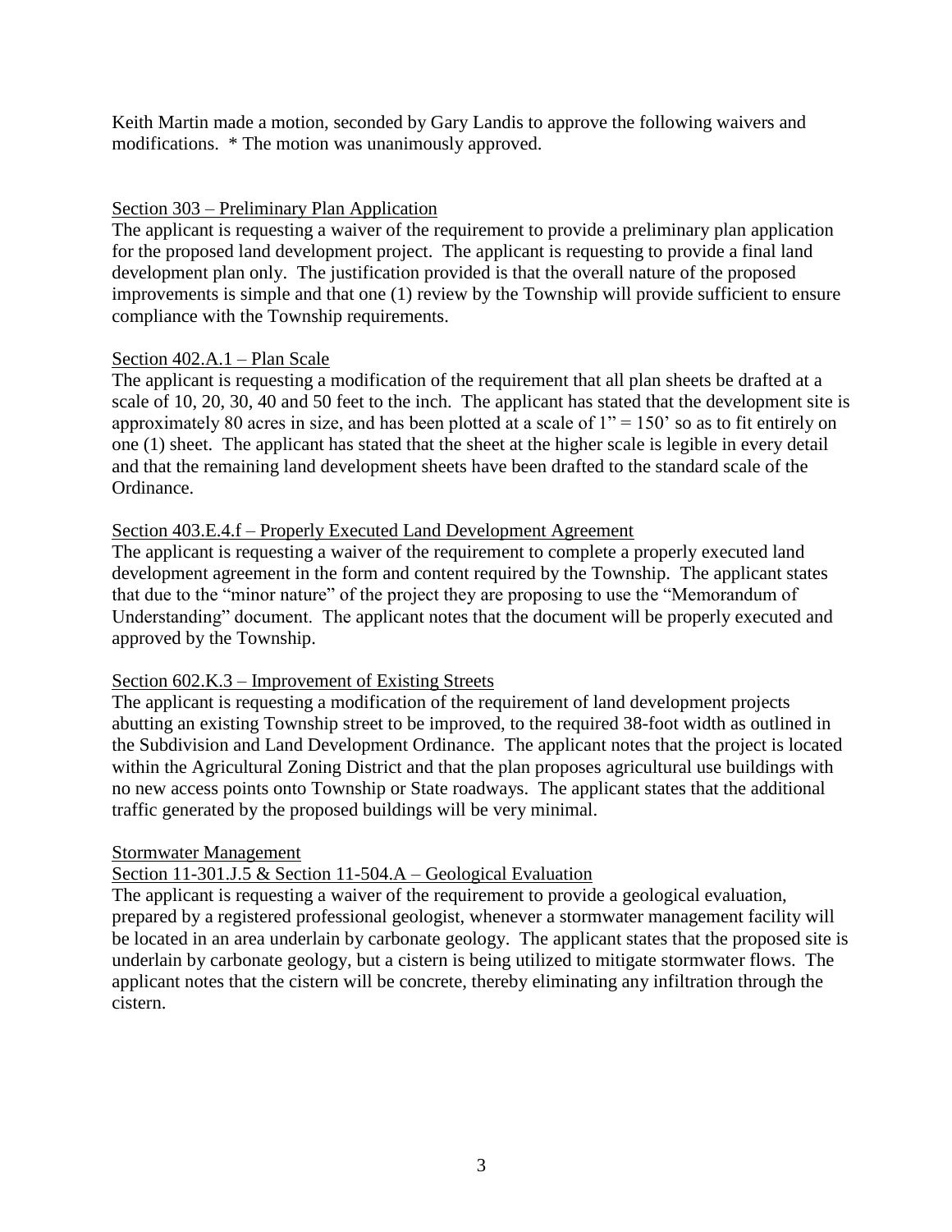Keith Martin made a motion, seconded by Gary Landis to approve the following waivers and modifications. * The motion was unanimously approved.

<u>Section 303 – Preliminary Plan Application</u>

The applicant is requesting a waiver of the requirement to provide a preliminary plan application for the proposed land development project. The applicant is requesting to provide a final land development plan only. The justification provided is that the overall nature of the proposed improvements is simple and that one (1) review by the Township will provide sufficient to ensure compliance with the Township requirements.

<u>Section 402.A.1 – Plan Scale</u>

The applicant is requesting a modification of the requirement that all plan sheets be drafted at a scale of 10, 20, 30, 40 and 50 feet to the inch. The applicant has stated that the development site is approximately 80 acres in size, and has been plotted at a scale of 1" = 150' so as to fit entirely on one (1) sheet. The applicant has stated that the sheet at the higher scale is legible in every detail and that the remaining land development sheets have been drafted to the standard scale of the Ordinance.

<u>Section 403.E.4.f – Properly Executed Land Development Agreement</u>

The applicant is requesting a waiver of the requirement to complete a properly executed land development agreement in the form and content required by the Township. The applicant states that due to the "minor nature" of the project they are proposing to use the "Memorandum of Understanding" document. The applicant notes that the document will be properly executed and approved by the Township.

<u>Section 602.K.3 – Improvement of Existing Streets</u>

The applicant is requesting a modification of the requirement of land development projects abutting an existing Township street to be improved, to the required 38-foot width as outlined in the Subdivision and Land Development Ordinance. The applicant notes that the project is located within the Agricultural Zoning District and that the plan proposes agricultural use buildings with no new access points onto Township or State roadways. The applicant states that the additional traffic generated by the proposed buildings will be very minimal.

<u>Stormwater Management</u>

<u>Section 11-301.J.5 & Section 11-504.A – Geological Evaluation</u>

The applicant is requesting a waiver of the requirement to provide a geological evaluation, prepared by a registered professional geologist, whenever a stormwater management facility will be located in an area underlain by carbonate geology. The applicant states that the proposed site is underlain by carbonate geology, but a cistern is being utilized to mitigate stormwater flows. The applicant notes that the cistern will be concrete, thereby eliminating any infiltration through the cistern.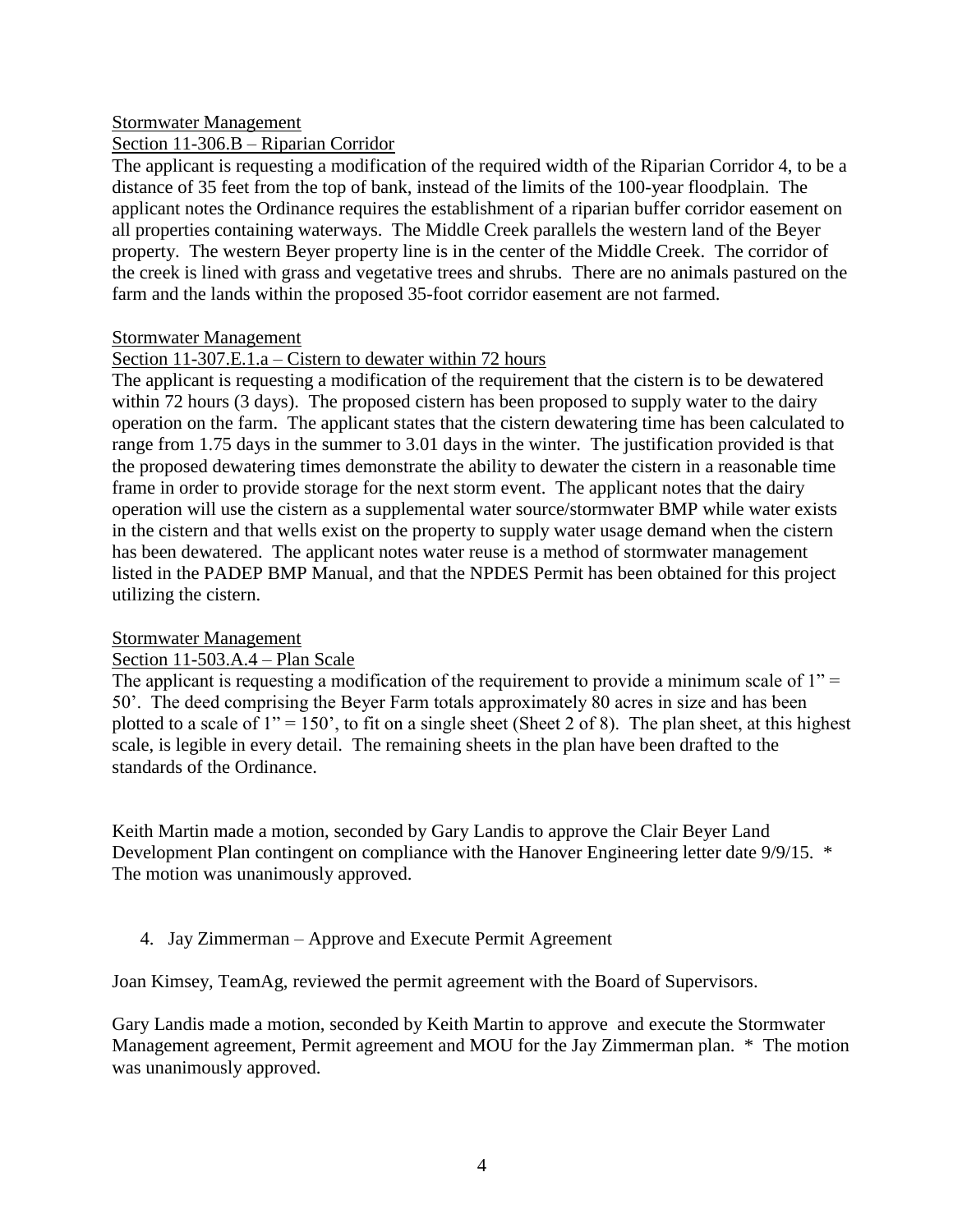Stormwater Management
Section 11-306.B – Riparian Corridor

The applicant is requesting a modification of the required width of the Riparian Corridor 4, to be a distance of 35 feet from the top of bank, instead of the limits of the 100-year floodplain. The applicant notes the Ordinance requires the establishment of a riparian buffer corridor easement on all properties containing waterways. The Middle Creek parallels the western land of the Beyer property. The western Beyer property line is in the center of the Middle Creek. The corridor of the creek is lined with grass and vegetative trees and shrubs. There are no animals pastured on the farm and the lands within the proposed 35-foot corridor easement are not farmed.

Stormwater Management
Section 11-307.E.1.a – Cistern to dewater within 72 hours

The applicant is requesting a modification of the requirement that the cistern is to be dewatered within 72 hours (3 days). The proposed cistern has been proposed to supply water to the dairy operation on the farm. The applicant states that the cistern dewatering time has been calculated to range from 1.75 days in the summer to 3.01 days in the winter. The justification provided is that the proposed dewatering times demonstrate the ability to dewater the cistern in a reasonable time frame in order to provide storage for the next storm event. The applicant notes that the dairy operation will use the cistern as a supplemental water source/stormwater BMP while water exists in the cistern and that wells exist on the property to supply water usage demand when the cistern has been dewatered. The applicant notes water reuse is a method of stormwater management listed in the PADEP BMP Manual, and that the NPDES Permit has been obtained for this project utilizing the cistern.

Stormwater Management
Section 11-503.A.4 – Plan Scale

The applicant is requesting a modification of the requirement to provide a minimum scale of 1" = 50'. The deed comprising the Beyer Farm totals approximately 80 acres in size and has been plotted to a scale of 1" = 150', to fit on a single sheet (Sheet 2 of 8). The plan sheet, at this highest scale, is legible in every detail. The remaining sheets in the plan have been drafted to the standards of the Ordinance.

Keith Martin made a motion, seconded by Gary Landis to approve the Clair Beyer Land Development Plan contingent on compliance with the Hanover Engineering letter date 9/9/15. * The motion was unanimously approved.

4. Jay Zimmerman – Approve and Execute Permit Agreement

Joan Kimsey, TeamAg, reviewed the permit agreement with the Board of Supervisors.

Gary Landis made a motion, seconded by Keith Martin to approve and execute the Stormwater Management agreement, Permit agreement and MOU for the Jay Zimmerman plan. * The motion was unanimously approved.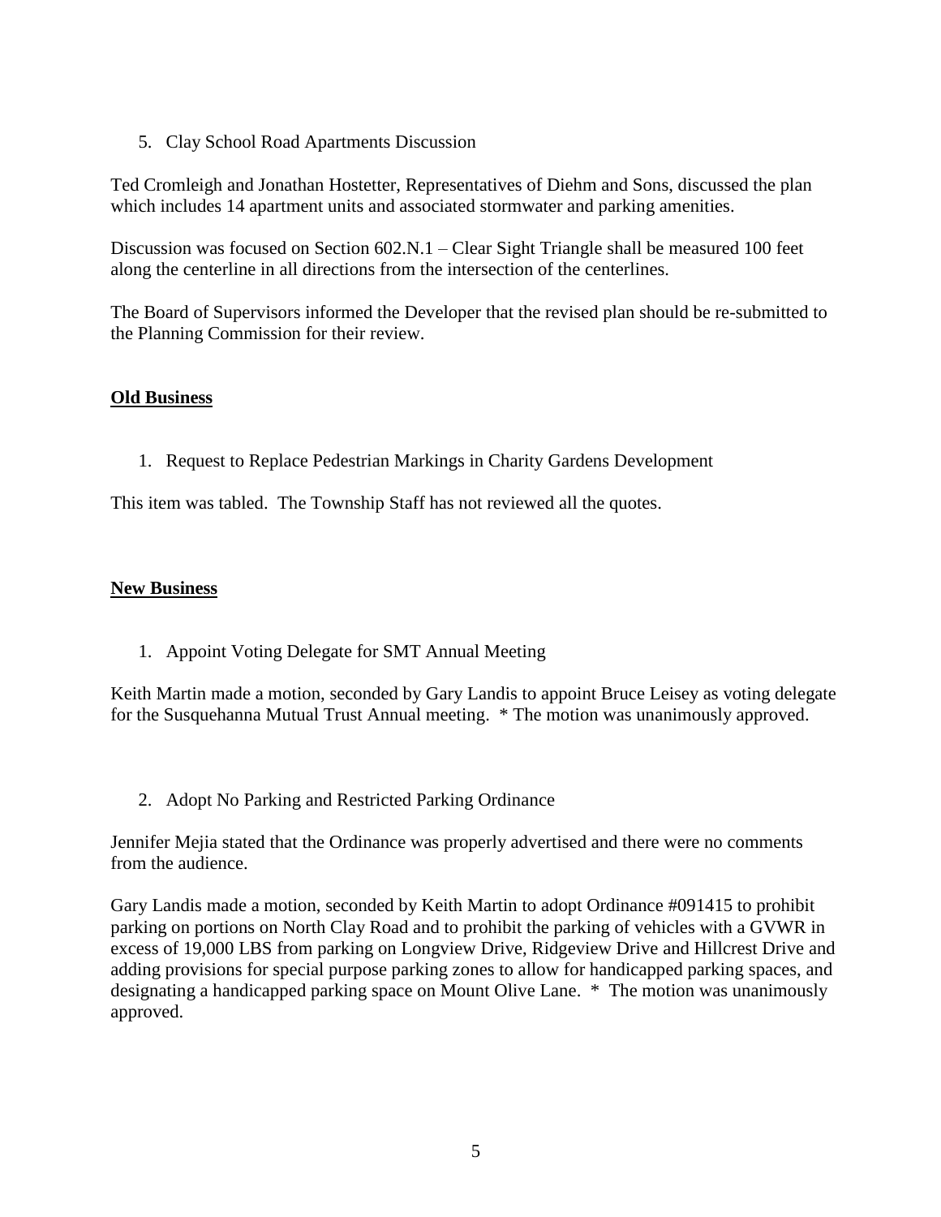5. Clay School Road Apartments Discussion

Ted Cromleigh and Jonathan Hostetter, Representatives of Diehm and Sons, discussed the plan which includes 14 apartment units and associated stormwater and parking amenities.

Discussion was focused on Section 602.N.1 – Clear Sight Triangle shall be measured 100 feet along the centerline in all directions from the intersection of the centerlines.

The Board of Supervisors informed the Developer that the revised plan should be re-submitted to the Planning Commission for their review.

**Old Business**

1. Request to Replace Pedestrian Markings in Charity Gardens Development

This item was tabled. The Township Staff has not reviewed all the quotes.

**New Business**

1. Appoint Voting Delegate for SMT Annual Meeting

Keith Martin made a motion, seconded by Gary Landis to appoint Bruce Leisey as voting delegate for the Susquehanna Mutual Trust Annual meeting. * The motion was unanimously approved.

2. Adopt No Parking and Restricted Parking Ordinance

Jennifer Mejia stated that the Ordinance was properly advertised and there were no comments from the audience.

Gary Landis made a motion, seconded by Keith Martin to adopt Ordinance #091415 to prohibit parking on portions on North Clay Road and to prohibit the parking of vehicles with a GVWR in excess of 19,000 LBS from parking on Longview Drive, Ridgeview Drive and Hillcrest Drive and adding provisions for special purpose parking zones to allow for handicapped parking spaces, and designating a handicapped parking space on Mount Olive Lane. * The motion was unanimously approved.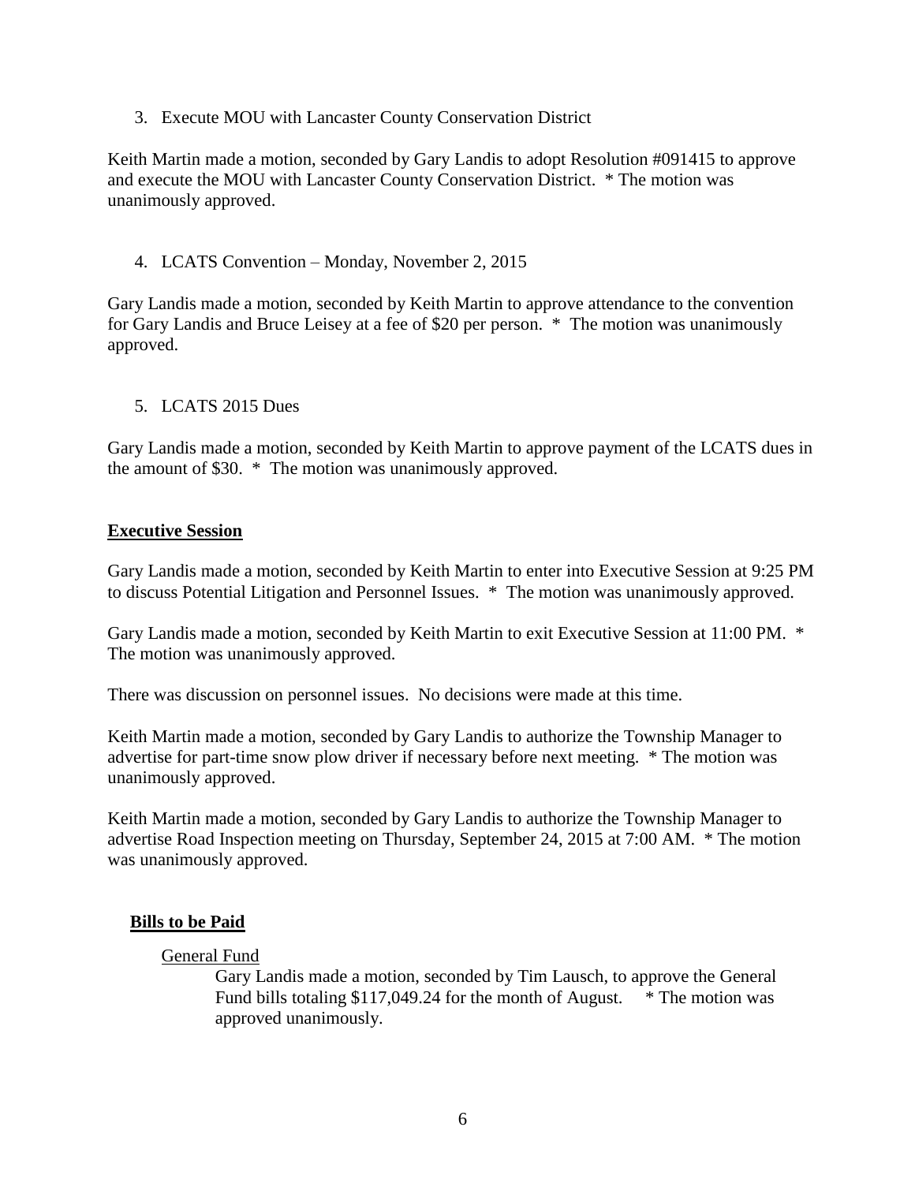3. Execute MOU with Lancaster County Conservation District

Keith Martin made a motion, seconded by Gary Landis to adopt Resolution #091415 to approve and execute the MOU with Lancaster County Conservation District. * The motion was unanimously approved.

4. LCATS Convention – Monday, November 2, 2015

Gary Landis made a motion, seconded by Keith Martin to approve attendance to the convention for Gary Landis and Bruce Leisey at a fee of $20 per person. * The motion was unanimously approved.

5. LCATS 2015 Dues

Gary Landis made a motion, seconded by Keith Martin to approve payment of the LCATS dues in the amount of $30. * The motion was unanimously approved.

**Executive Session**

Gary Landis made a motion, seconded by Keith Martin to enter into Executive Session at 9:25 PM to discuss Potential Litigation and Personnel Issues. * The motion was unanimously approved.

Gary Landis made a motion, seconded by Keith Martin to exit Executive Session at 11:00 PM. * The motion was unanimously approved.

There was discussion on personnel issues. No decisions were made at this time.

Keith Martin made a motion, seconded by Gary Landis to authorize the Township Manager to advertise for part-time snow plow driver if necessary before next meeting. * The motion was unanimously approved.

Keith Martin made a motion, seconded by Gary Landis to authorize the Township Manager to advertise Road Inspection meeting on Thursday, September 24, 2015 at 7:00 AM. * The motion was unanimously approved.

**Bills to be Paid**

General Fund

Gary Landis made a motion, seconded by Tim Lausch, to approve the General Fund bills totaling $117,049.24 for the month of August. * The motion was approved unanimously.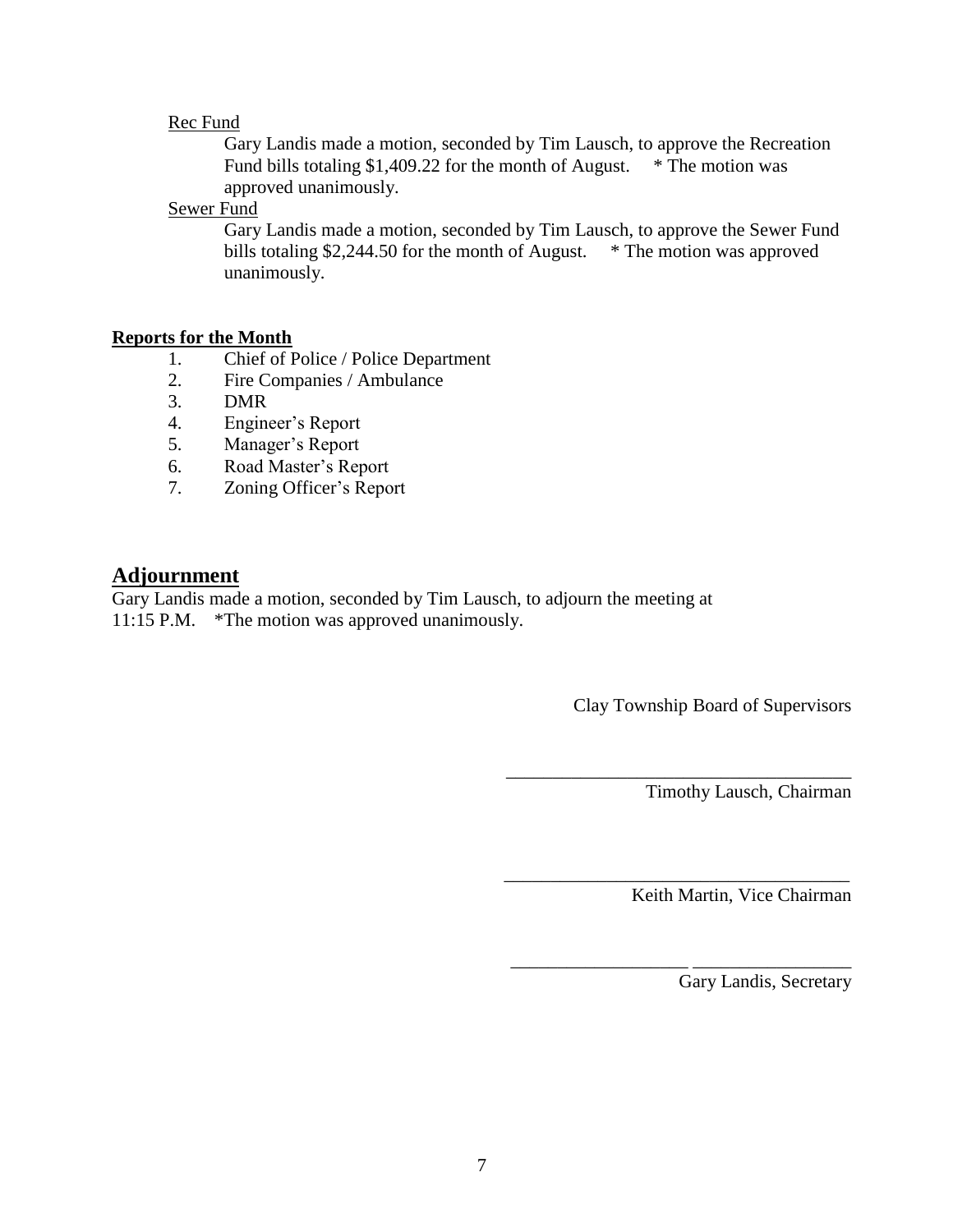Rec Fund

Gary Landis made a motion, seconded by Tim Lausch, to approve the Recreation Fund bills totaling $1,409.22 for the month of August. * The motion was approved unanimously.

Sewer Fund

Gary Landis made a motion, seconded by Tim Lausch, to approve the Sewer Fund bills totaling $2,244.50 for the month of August. * The motion was approved unanimously.

**Reports for the Month**

1. Chief of Police / Police Department
2. Fire Companies / Ambulance
3. DMR
4. Engineer's Report
5. Manager's Report
6. Road Master's Report
7. Zoning Officer's Report

## Adjournment

Gary Landis made a motion, seconded by Tim Lausch, to adjourn the meeting at 11:15 P.M. *The motion was approved unanimously.

Clay Township Board of Supervisors

_____________________________________
Timothy Lausch, Chairman

_____________________________________
Keith Martin, Vice Chairman

_____________________________________
Gary Landis, Secretary